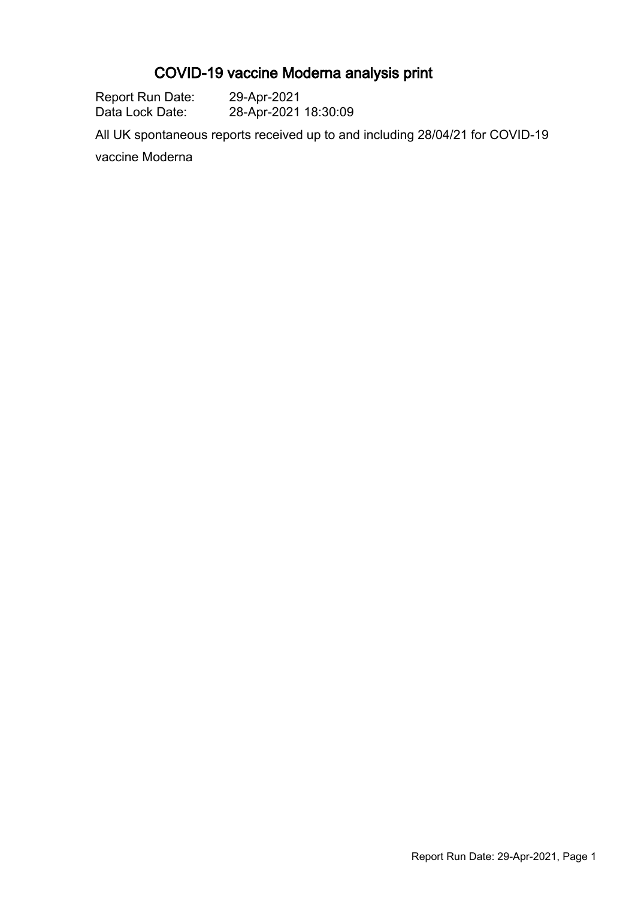# COVID-19 vaccine Moderna analysis print

Report Run Date: 29-Apr-2021
Data Lock Date: 28-Apr-2021 18:30:09

All UK spontaneous reports received up to and including 28/04/21 for COVID-19 vaccine Moderna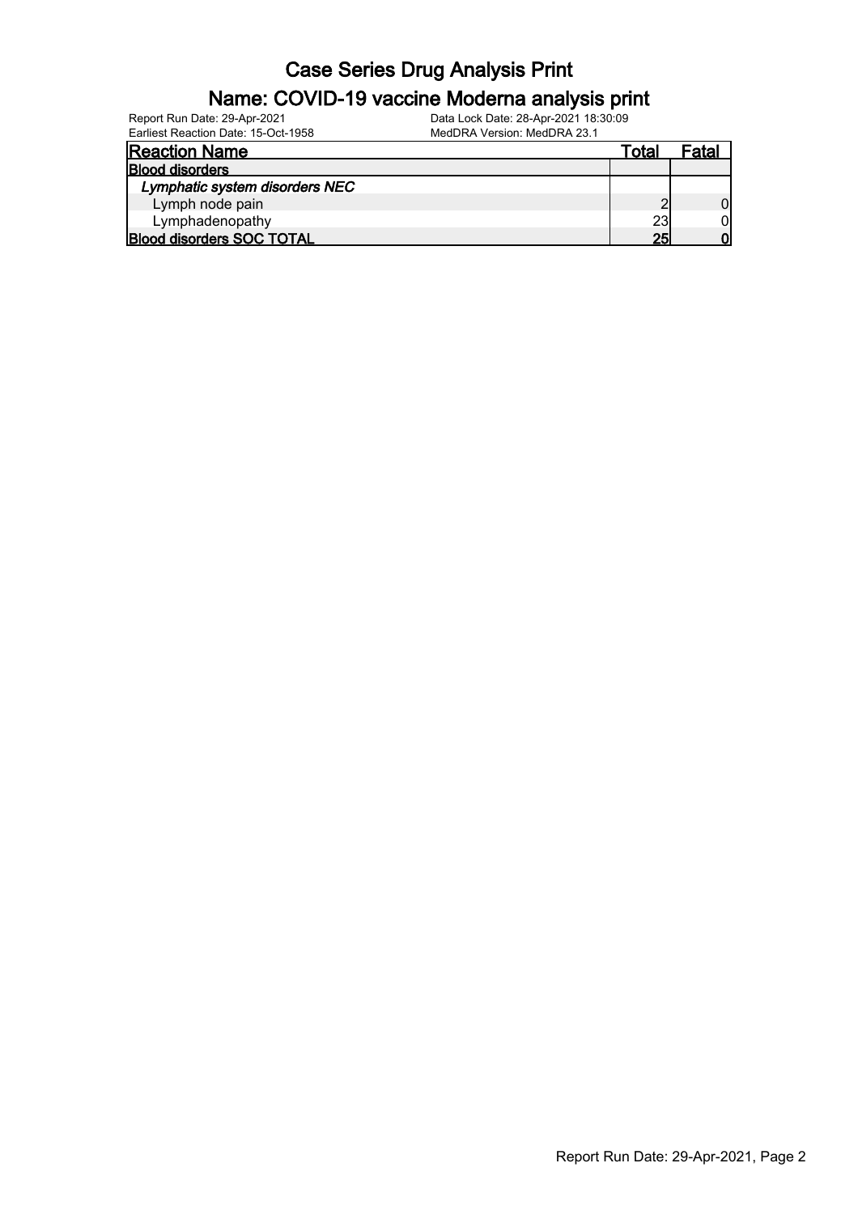# Case Series Drug Analysis Print

## Name: COVID-19 vaccine Moderna analysis print

Report Run Date: 29-Apr-2021  
Earliest Reaction Date: 15-Oct-1958  
Data Lock Date: 28-Apr-2021 18:30:09  
MedDRA Version: MedDRA 23.1

| Reaction Name | Total | Fatal |
|---|---|---|
| **Blood disorders** | | |
| ***Lymphatic system disorders NEC*** | | |
| Lymph node pain | 2 | 0 |
| Lymphadenopathy | 23 | 0 |
| **Blood disorders SOC TOTAL** | **25** | **0** |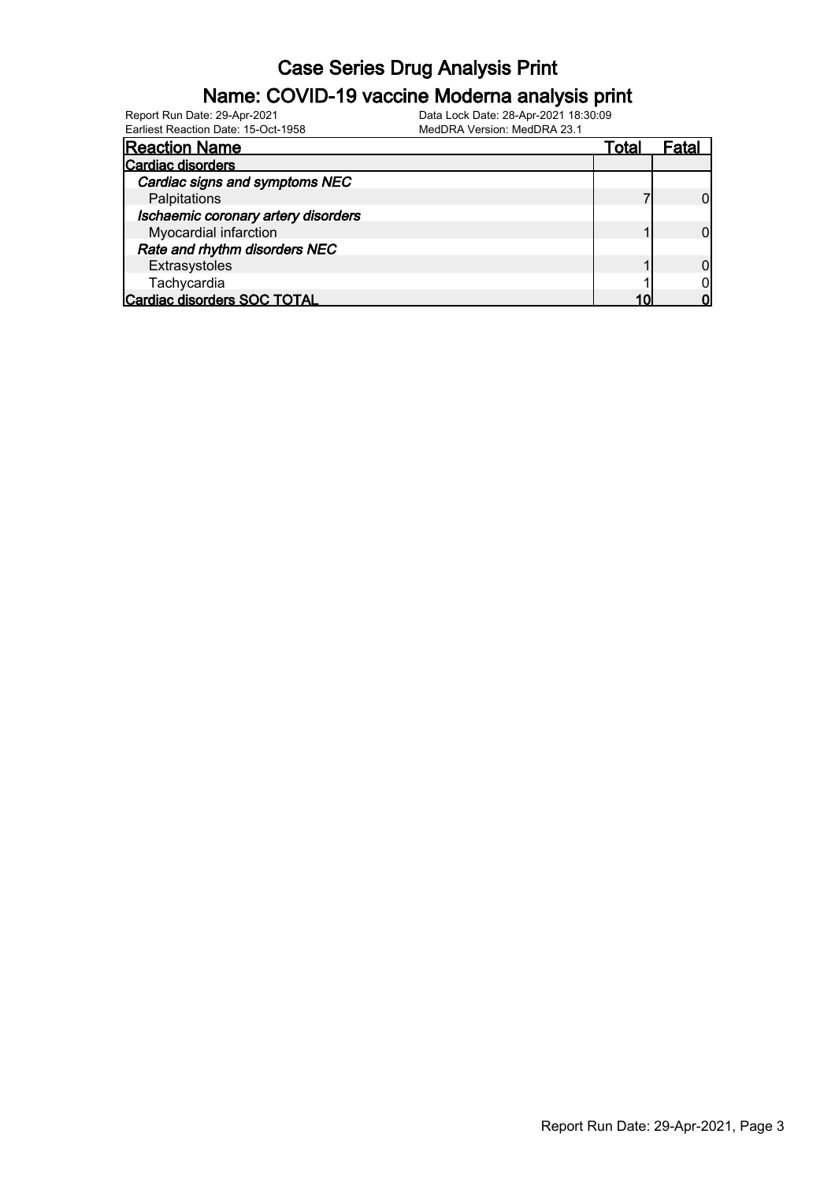# Case Series Drug Analysis Print

## Name: COVID-19 vaccine Moderna analysis print

Report Run Date: 29-Apr-2021
Earliest Reaction Date: 15-Oct-1958
Data Lock Date: 28-Apr-2021 18:30:09
MedDRA Version: MedDRA 23.1

| Reaction Name | Total | Fatal |
|---|---|---|
| **Cardiac disorders** | | |
| ***Cardiac signs and symptoms NEC*** | | |
| Palpitations | 7 | 0 |
| ***Ischaemic coronary artery disorders*** | | |
| Myocardial infarction | 1 | 0 |
| ***Rate and rhythm disorders NEC*** | | |
| Extrasystoles | 1 | 0 |
| Tachycardia | 1 | 0 |
| **Cardiac disorders SOC TOTAL** | **10** | **0** |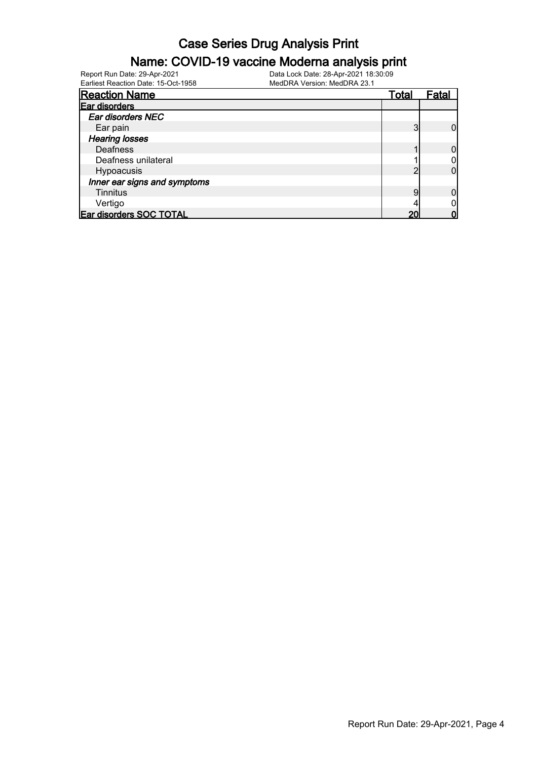# Case Series Drug Analysis Print

## Name: COVID-19 vaccine Moderna analysis print

Report Run Date: 29-Apr-2021
Earliest Reaction Date: 15-Oct-1958
Data Lock Date: 28-Apr-2021 18:30:09
MedDRA Version: MedDRA 23.1

| Reaction Name | Total | Fatal |
|---|---|---|
| **Ear disorders** | | |
| ***Ear disorders NEC*** | | |
| Ear pain | 3 | 0 |
| ***Hearing losses*** | | |
| Deafness | 1 | 0 |
| Deafness unilateral | 1 | 0 |
| Hypoacusis | 2 | 0 |
| ***Inner ear signs and symptoms*** | | |
| Tinnitus | 9 | 0 |
| Vertigo | 4 | 0 |
| **Ear disorders SOC TOTAL** | **20** | **0** |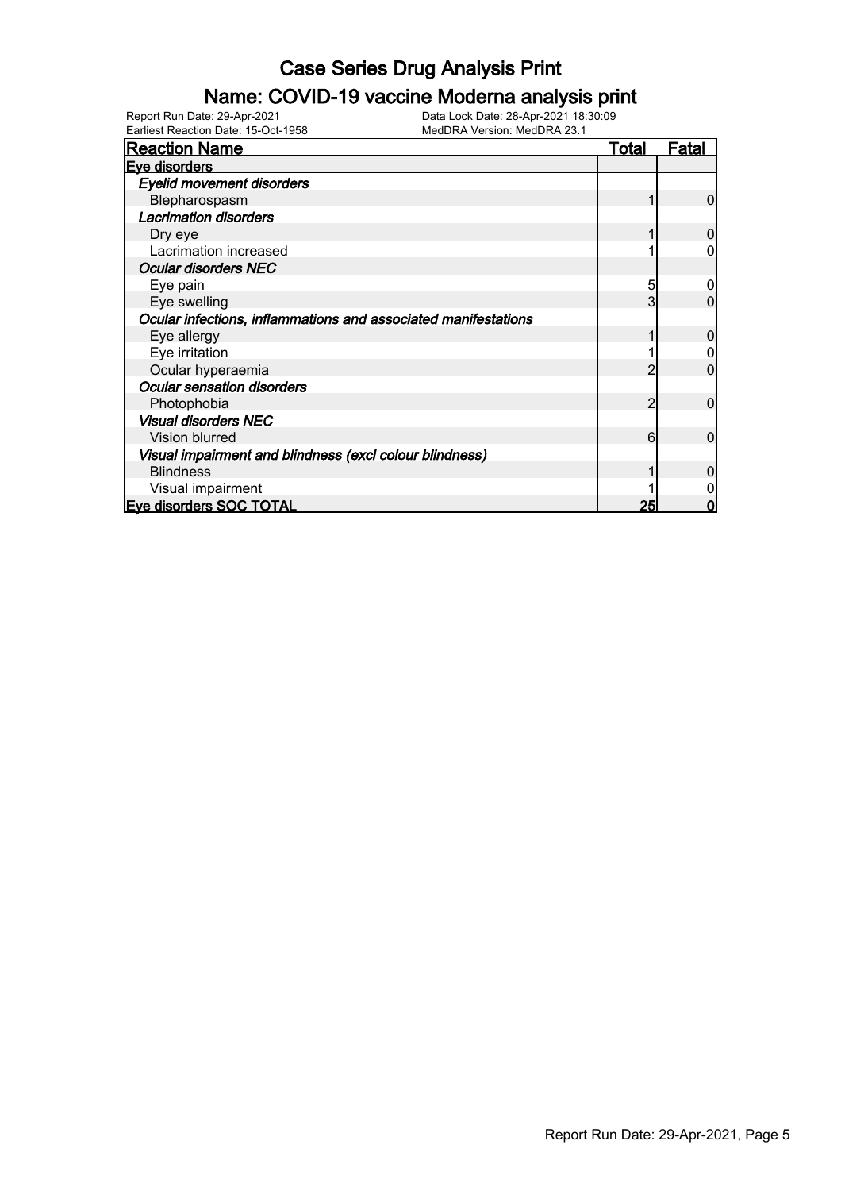# Case Series Drug Analysis Print

## Name: COVID-19 vaccine Moderna analysis print

Report Run Date: 29-Apr-2021 Data Lock Date: 28-Apr-2021 18:30:09
Earliest Reaction Date: 15-Oct-1958 MedDRA Version: MedDRA 23.1

| Reaction Name | Total | Fatal |
| --- | --- | --- |
| **Eye disorders** | | |
| ***Eyelid movement disorders*** | | |
| Blepharospasm | 1 | 0 |
| ***Lacrimation disorders*** | | |
| Dry eye | 1 | 0 |
| Lacrimation increased | 1 | 0 |
| ***Ocular disorders NEC*** | | |
| Eye pain | 5 | 0 |
| Eye swelling | 3 | 0 |
| ***Ocular infections, inflammations and associated manifestations*** | | |
| Eye allergy | 1 | 0 |
| Eye irritation | 1 | 0 |
| Ocular hyperaemia | 2 | 0 |
| ***Ocular sensation disorders*** | | |
| Photophobia | 2 | 0 |
| ***Visual disorders NEC*** | | |
| Vision blurred | 6 | 0 |
| ***Visual impairment and blindness (excl colour blindness)*** | | |
| Blindness | 1 | 0 |
| Visual impairment | 1 | 0 |
| **Eye disorders SOC TOTAL** | **25** | **0** |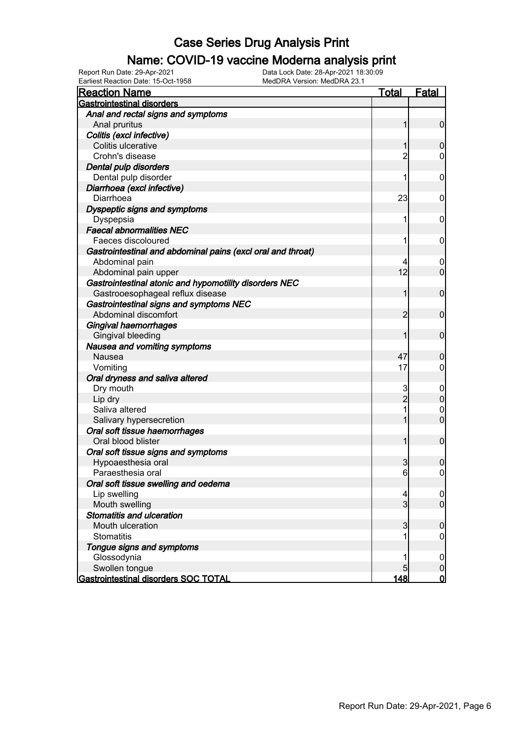# Case Series Drug Analysis Print

## Name: COVID-19 vaccine Moderna analysis print

Report Run Date: 29-Apr-2021 Data Lock Date: 28-Apr-2021 18:30:09
Earliest Reaction Date: 15-Oct-1958 MedDRA Version: MedDRA 23.1

| Reaction Name | Total | Fatal |
|---|---|---|
| **Gastrointestinal disorders** | | |
| *Anal and rectal signs and symptoms* | | |
| Anal pruritus | 1 | 0 |
| *Colitis (excl infective)* | | |
| Colitis ulcerative | 1 | 0 |
| Crohn's disease | 2 | 0 |
| *Dental pulp disorders* | | |
| Dental pulp disorder | 1 | 0 |
| *Diarrhoea (excl infective)* | | |
| Diarrhoea | 23 | 0 |
| *Dyspeptic signs and symptoms* | | |
| Dyspepsia | 1 | 0 |
| *Faecal abnormalities NEC* | | |
| Faeces discoloured | 1 | 0 |
| *Gastrointestinal and abdominal pains (excl oral and throat)* | | |
| Abdominal pain | 4 | 0 |
| Abdominal pain upper | 12 | 0 |
| *Gastrointestinal atonic and hypomotility disorders NEC* | | |
| Gastrooesophageal reflux disease | 1 | 0 |
| *Gastrointestinal signs and symptoms NEC* | | |
| Abdominal discomfort | 2 | 0 |
| *Gingival haemorrhages* | | |
| Gingival bleeding | 1 | 0 |
| *Nausea and vomiting symptoms* | | |
| Nausea | 47 | 0 |
| Vomiting | 17 | 0 |
| *Oral dryness and saliva altered* | | |
| Dry mouth | 3 | 0 |
| Lip dry | 2 | 0 |
| Saliva altered | 1 | 0 |
| Salivary hypersecretion | 1 | 0 |
| *Oral soft tissue haemorrhages* | | |
| Oral blood blister | 1 | 0 |
| *Oral soft tissue signs and symptoms* | | |
| Hypoaesthesia oral | 3 | 0 |
| Paraesthesia oral | 6 | 0 |
| *Oral soft tissue swelling and oedema* | | |
| Lip swelling | 4 | 0 |
| Mouth swelling | 3 | 0 |
| *Stomatitis and ulceration* | | |
| Mouth ulceration | 3 | 0 |
| Stomatitis | 1 | 0 |
| *Tongue signs and symptoms* | | |
| Glossodynia | 1 | 0 |
| Swollen tongue | 5 | 0 |
| **Gastrointestinal disorders SOC TOTAL** | **148** | **0** |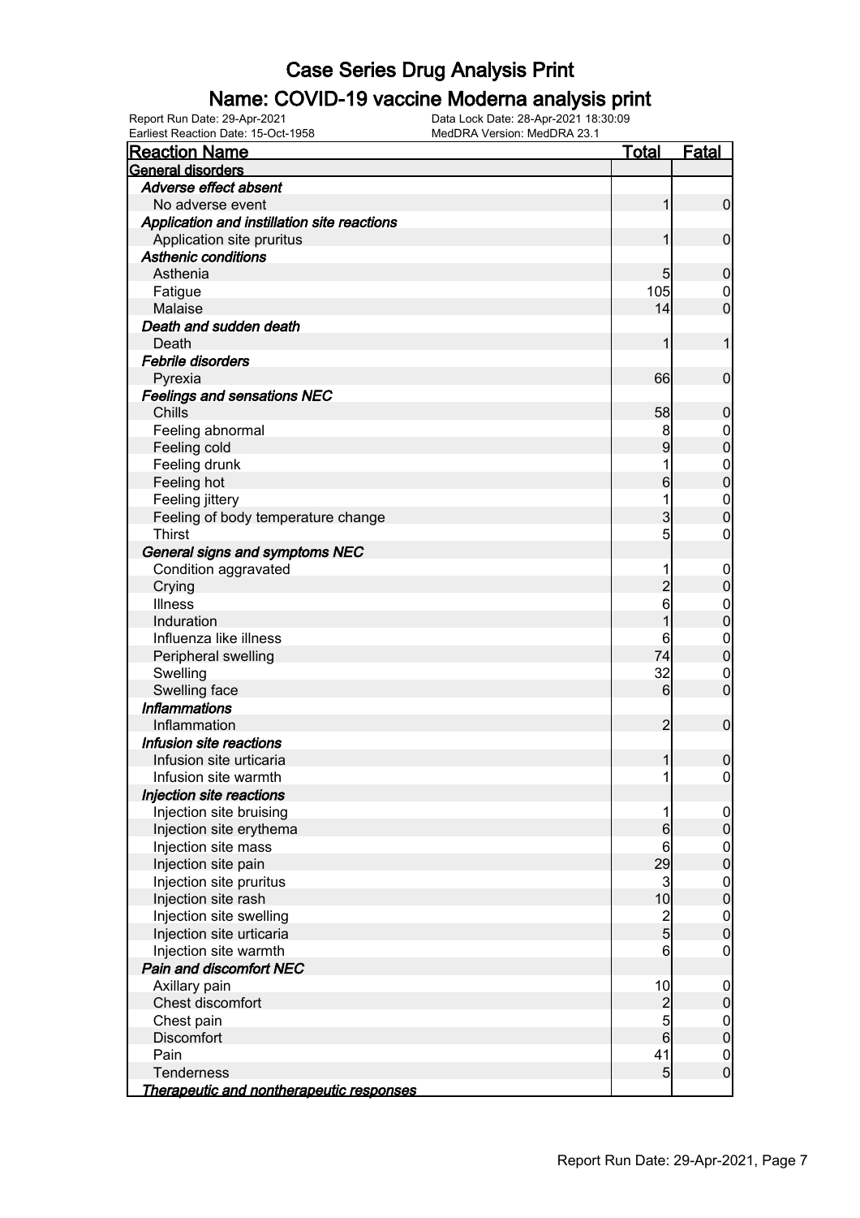# Case Series Drug Analysis Print

## Name: COVID-19 vaccine Moderna analysis print

Report Run Date: 29-Apr-2021
Data Lock Date: 28-Apr-2021 18:30:09
Earliest Reaction Date: 15-Oct-1958
MedDRA Version: MedDRA 23.1

| Reaction Name | Total | Fatal |
|---|---|---|
| **General disorders** | | |
| ***Adverse effect absent*** | | |
| No adverse event | 1 | 0 |
| ***Application and instillation site reactions*** | | |
| Application site pruritus | 1 | 0 |
| ***Asthenic conditions*** | | |
| Asthenia | 5 | 0 |
| Fatigue | 105 | 0 |
| Malaise | 14 | 0 |
| ***Death and sudden death*** | | |
| Death | 1 | 1 |
| ***Febrile disorders*** | | |
| Pyrexia | 66 | 0 |
| ***Feelings and sensations NEC*** | | |
| Chills | 58 | 0 |
| Feeling abnormal | 8 | 0 |
| Feeling cold | 9 | 0 |
| Feeling drunk | 1 | 0 |
| Feeling hot | 6 | 0 |
| Feeling jittery | 1 | 0 |
| Feeling of body temperature change | 3 | 0 |
| Thirst | 5 | 0 |
| ***General signs and symptoms NEC*** | | |
| Condition aggravated | 1 | 0 |
| Crying | 2 | 0 |
| Illness | 6 | 0 |
| Induration | 1 | 0 |
| Influenza like illness | 6 | 0 |
| Peripheral swelling | 74 | 0 |
| Swelling | 32 | 0 |
| Swelling face | 6 | 0 |
| ***Inflammations*** | | |
| Inflammation | 2 | 0 |
| ***Infusion site reactions*** | | |
| Infusion site urticaria | 1 | 0 |
| Infusion site warmth | 1 | 0 |
| ***Injection site reactions*** | | |
| Injection site bruising | 1 | 0 |
| Injection site erythema | 6 | 0 |
| Injection site mass | 6 | 0 |
| Injection site pain | 29 | 0 |
| Injection site pruritus | 3 | 0 |
| Injection site rash | 10 | 0 |
| Injection site swelling | 2 | 0 |
| Injection site urticaria | 5 | 0 |
| Injection site warmth | 6 | 0 |
| ***Pain and discomfort NEC*** | | |
| Axillary pain | 10 | 0 |
| Chest discomfort | 2 | 0 |
| Chest pain | 5 | 0 |
| Discomfort | 6 | 0 |
| Pain | 41 | 0 |
| Tenderness | 5 | 0 |
| ***Therapeutic and nontherapeutic responses*** | | |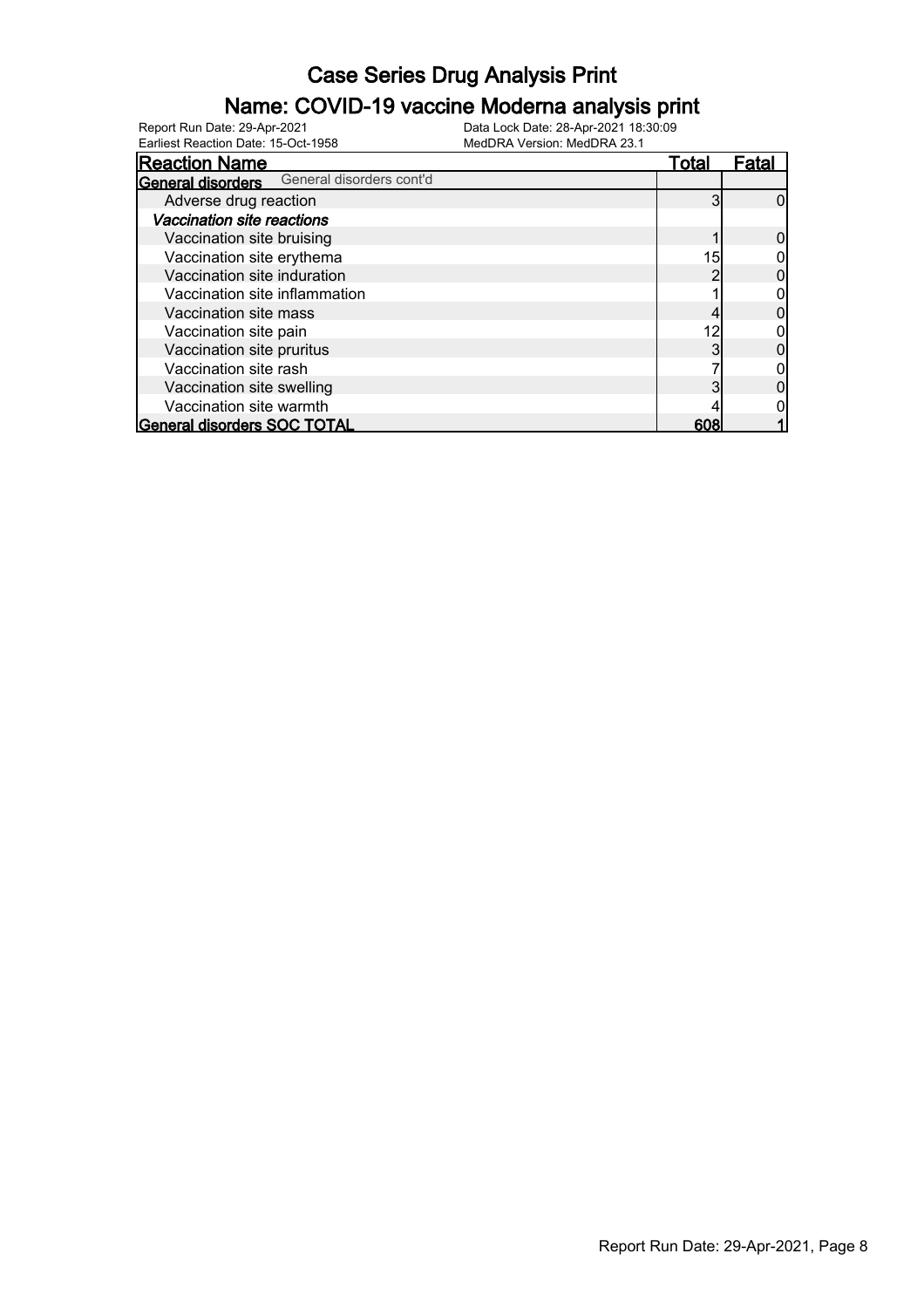# Case Series Drug Analysis Print

## Name: COVID-19 vaccine Moderna analysis print

Report Run Date: 29-Apr-2021
Earliest Reaction Date: 15-Oct-1958
Data Lock Date: 28-Apr-2021 18:30:09
MedDRA Version: MedDRA 23.1

| Reaction Name | Total | Fatal |
|---|---|---|
| **General disorders** General disorders cont'd | | |
| Adverse drug reaction | 3 | 0 |
| ***Vaccination site reactions*** | | |
| Vaccination site bruising | 1 | 0 |
| Vaccination site erythema | 15 | 0 |
| Vaccination site induration | 2 | 0 |
| Vaccination site inflammation | 1 | 0 |
| Vaccination site mass | 4 | 0 |
| Vaccination site pain | 12 | 0 |
| Vaccination site pruritus | 3 | 0 |
| Vaccination site rash | 7 | 0 |
| Vaccination site swelling | 3 | 0 |
| Vaccination site warmth | 4 | 0 |
| **General disorders SOC TOTAL** | **608** | **1** |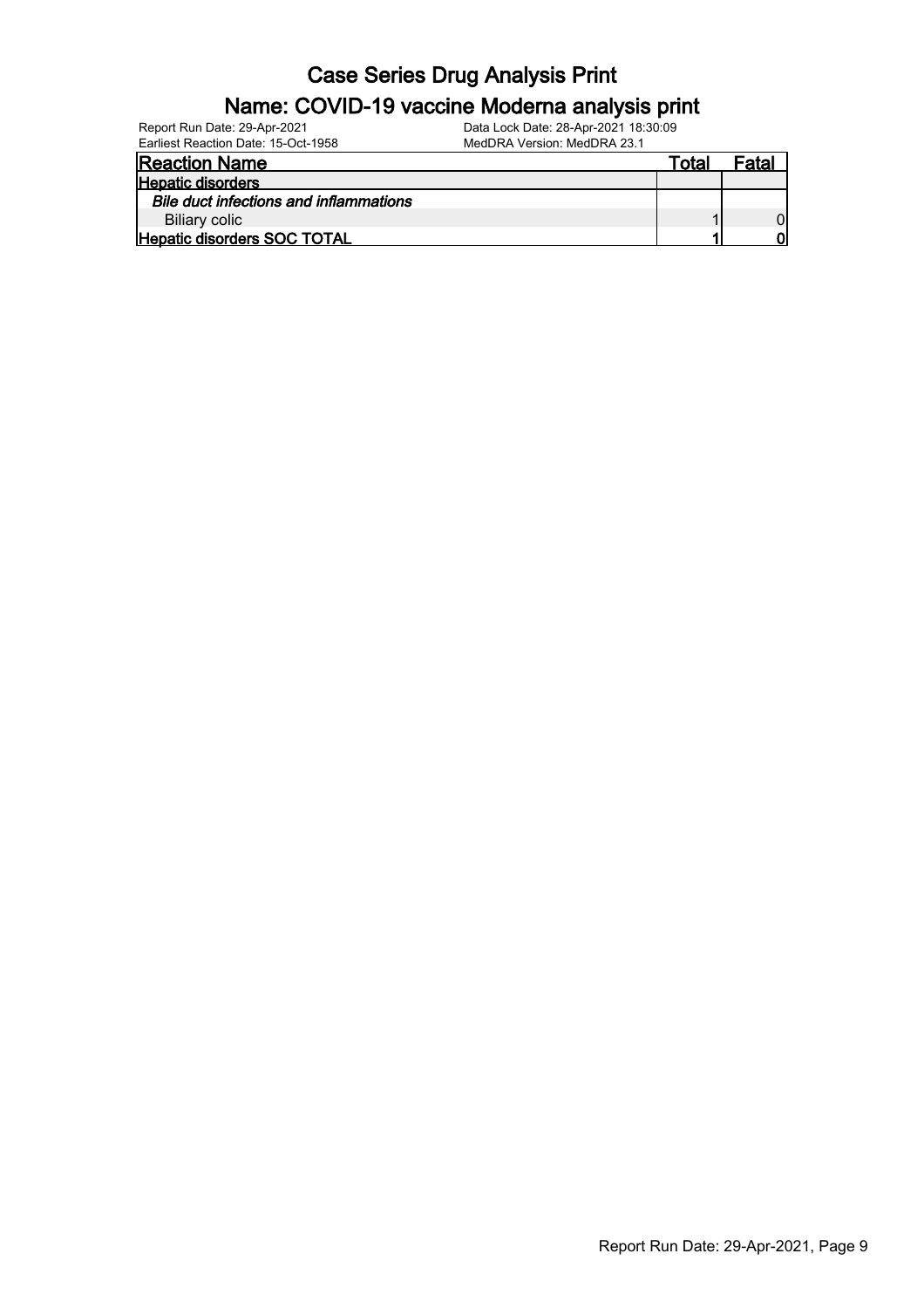| Reaction Name | Total | Fatal |
| --- | --- | --- |
| **Hepatic disorders** | | |
| *Bile duct infections and inflammations* | | |
| Biliary colic | 1 | 0 |
| **Hepatic disorders SOC TOTAL** | **1** | **0** |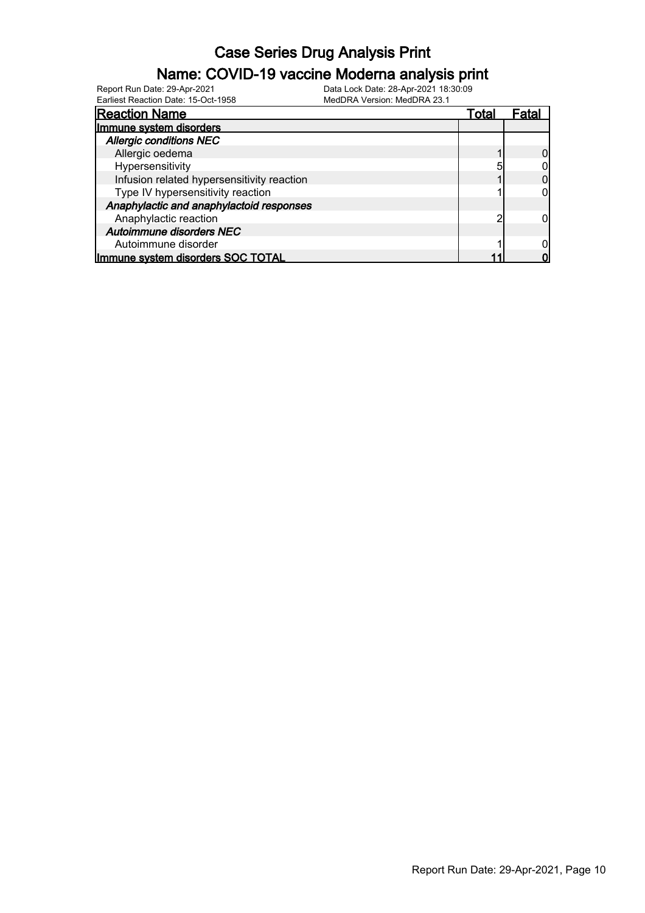# Case Series Drug Analysis Print

## Name: COVID-19 vaccine Moderna analysis print

Report Run Date: 29-Apr-2021
Earliest Reaction Date: 15-Oct-1958
Data Lock Date: 28-Apr-2021 18:30:09
MedDRA Version: MedDRA 23.1

| Reaction Name | Total | Fatal |
|---|---|---|
| **Immune system disorders** | | |
| ***Allergic conditions NEC*** | | |
| Allergic oedema | 1 | 0 |
| Hypersensitivity | 5 | 0 |
| Infusion related hypersensitivity reaction | 1 | 0 |
| Type IV hypersensitivity reaction | 1 | 0 |
| ***Anaphylactic and anaphylactoid responses*** | | |
| Anaphylactic reaction | 2 | 0 |
| ***Autoimmune disorders NEC*** | | |
| Autoimmune disorder | 1 | 0 |
| **Immune system disorders SOC TOTAL** | **11** | **0** |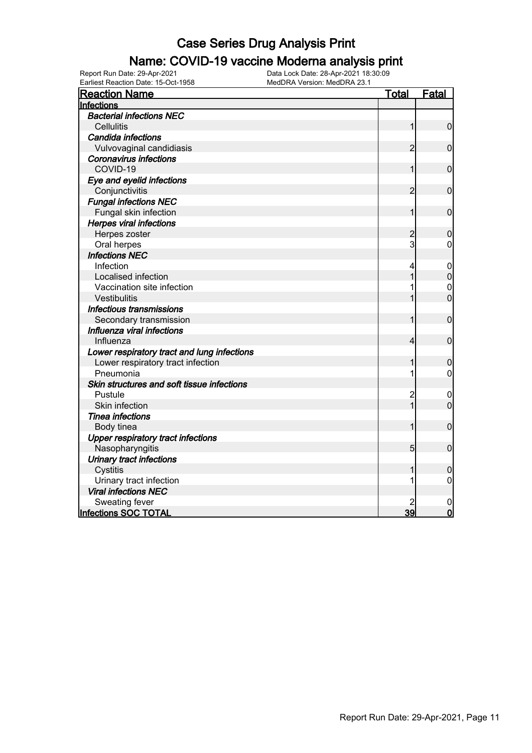# Case Series Drug Analysis Print

## Name: COVID-19 vaccine Moderna analysis print

Report Run Date: 29-Apr-2021
Data Lock Date: 28-Apr-2021 18:30:09
Earliest Reaction Date: 15-Oct-1958
MedDRA Version: MedDRA 23.1

| Reaction Name | Total | Fatal |
|---|---|---|
| **Infections** | | |
| ***Bacterial infections NEC*** | | |
| Cellulitis | 1 | 0 |
| ***Candida infections*** | | |
| Vulvovaginal candidiasis | 2 | 0 |
| ***Coronavirus infections*** | | |
| COVID-19 | 1 | 0 |
| ***Eye and eyelid infections*** | | |
| Conjunctivitis | 2 | 0 |
| ***Fungal infections NEC*** | | |
| Fungal skin infection | 1 | 0 |
| ***Herpes viral infections*** | | |
| Herpes zoster | 2 | 0 |
| Oral herpes | 3 | 0 |
| ***Infections NEC*** | | |
| Infection | 4 | 0 |
| Localised infection | 1 | 0 |
| Vaccination site infection | 1 | 0 |
| Vestibulitis | 1 | 0 |
| ***Infectious transmissions*** | | |
| Secondary transmission | 1 | 0 |
| ***Influenza viral infections*** | | |
| Influenza | 4 | 0 |
| ***Lower respiratory tract and lung infections*** | | |
| Lower respiratory tract infection | 1 | 0 |
| Pneumonia | 1 | 0 |
| ***Skin structures and soft tissue infections*** | | |
| Pustule | 2 | 0 |
| Skin infection | 1 | 0 |
| ***Tinea infections*** | | |
| Body tinea | 1 | 0 |
| ***Upper respiratory tract infections*** | | |
| Nasopharyngitis | 5 | 0 |
| ***Urinary tract infections*** | | |
| Cystitis | 1 | 0 |
| Urinary tract infection | 1 | 0 |
| ***Viral infections NEC*** | | |
| Sweating fever | 2 | 0 |
| **Infections SOC TOTAL** | **39** | **0** |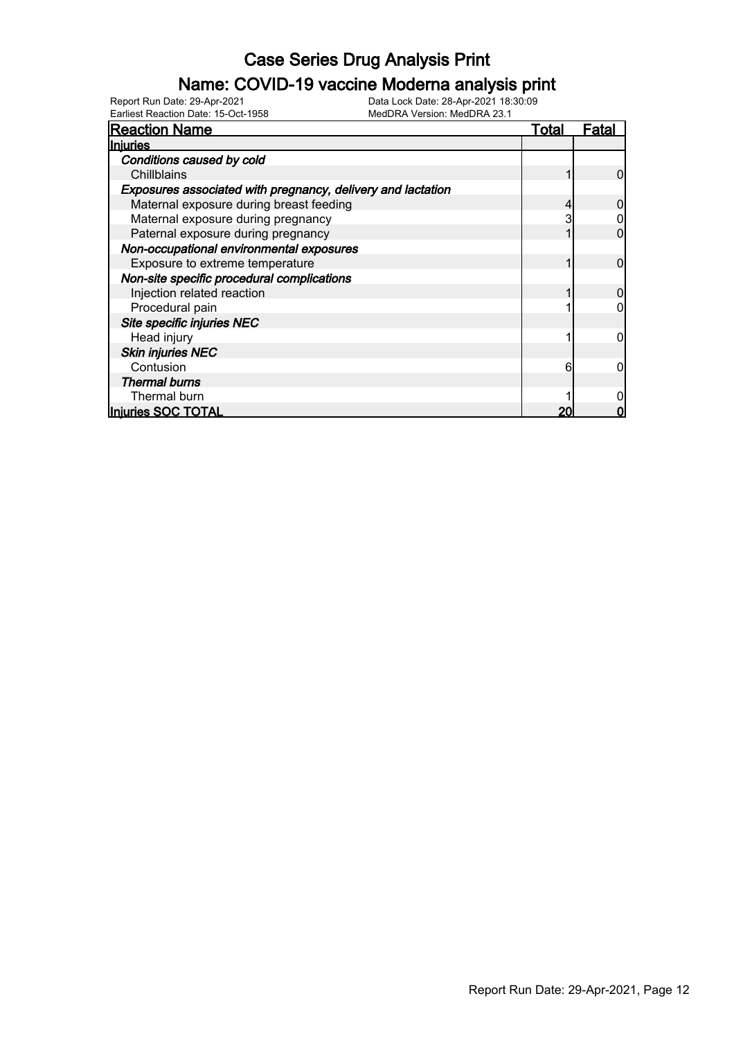# Case Series Drug Analysis Print

## Name: COVID-19 vaccine Moderna analysis print

Report Run Date: 29-Apr-2021 | Data Lock Date: 28-Apr-2021 18:30:09
Earliest Reaction Date: 15-Oct-1958 | MedDRA Version: MedDRA 23.1

| Reaction Name | Total | Fatal |
|---|---|---|
| **Injuries** | | |
| ***Conditions caused by cold*** | | |
| Chillblains | 1 | 0 |
| ***Exposures associated with pregnancy, delivery and lactation*** | | |
| Maternal exposure during breast feeding | 4 | 0 |
| Maternal exposure during pregnancy | 3 | 0 |
| Paternal exposure during pregnancy | 1 | 0 |
| ***Non-occupational environmental exposures*** | | |
| Exposure to extreme temperature | 1 | 0 |
| ***Non-site specific procedural complications*** | | |
| Injection related reaction | 1 | 0 |
| Procedural pain | 1 | 0 |
| ***Site specific injuries NEC*** | | |
| Head injury | 1 | 0 |
| ***Skin injuries NEC*** | | |
| Contusion | 6 | 0 |
| ***Thermal burns*** | | |
| Thermal burn | 1 | 0 |
| **Injuries SOC TOTAL** | **20** | **0** |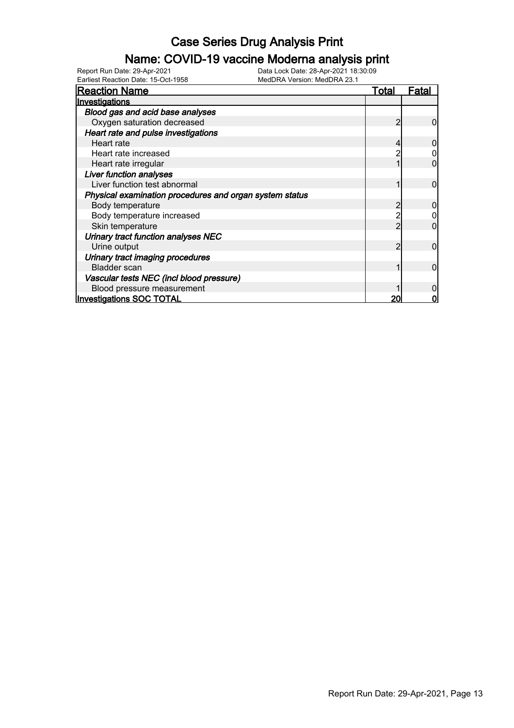# Case Series Drug Analysis Print

## Name: COVID-19 vaccine Moderna analysis print

Report Run Date: 29-Apr-2021 Data Lock Date: 28-Apr-2021 18:30:09
Earliest Reaction Date: 15-Oct-1958 MedDRA Version: MedDRA 23.1

| Reaction Name | Total | Fatal |
| --- | --- | --- |
| **Investigations** | | |
| ***Blood gas and acid base analyses*** | | |
| Oxygen saturation decreased | 2 | 0 |
| ***Heart rate and pulse investigations*** | | |
| Heart rate | 4 | 0 |
| Heart rate increased | 2 | 0 |
| Heart rate irregular | 1 | 0 |
| ***Liver function analyses*** | | |
| Liver function test abnormal | 1 | 0 |
| ***Physical examination procedures and organ system status*** | | |
| Body temperature | 2 | 0 |
| Body temperature increased | 2 | 0 |
| Skin temperature | 2 | 0 |
| ***Urinary tract function analyses NEC*** | | |
| Urine output | 2 | 0 |
| ***Urinary tract imaging procedures*** | | |
| Bladder scan | 1 | 0 |
| ***Vascular tests NEC (incl blood pressure)*** | | |
| Blood pressure measurement | 1 | 0 |
| **Investigations SOC TOTAL** | **20** | **0** |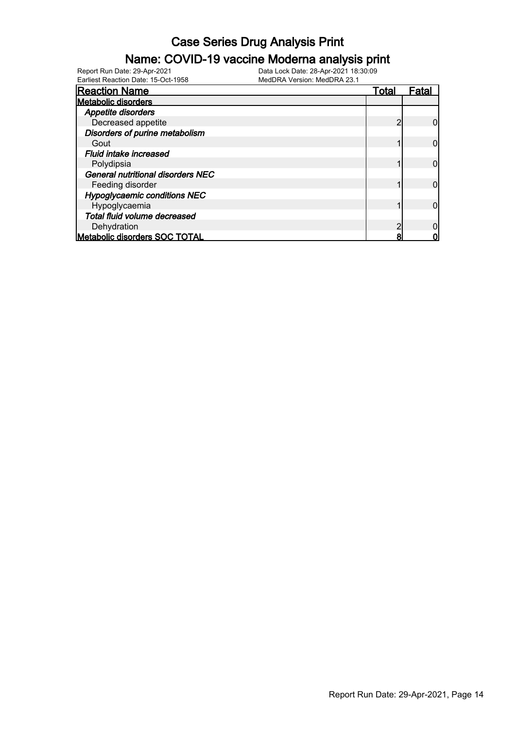# Case Series Drug Analysis Print

## Name: COVID-19 vaccine Moderna analysis print

Report Run Date: 29-Apr-2021
Earliest Reaction Date: 15-Oct-1958
Data Lock Date: 28-Apr-2021 18:30:09
MedDRA Version: MedDRA 23.1

| Reaction Name | Total | Fatal |
|---|---|---|
| **Metabolic disorders** | | |
| ***Appetite disorders*** | | |
| Decreased appetite | 2 | 0 |
| ***Disorders of purine metabolism*** | | |
| Gout | 1 | 0 |
| ***Fluid intake increased*** | | |
| Polydipsia | 1 | 0 |
| ***General nutritional disorders NEC*** | | |
| Feeding disorder | 1 | 0 |
| ***Hypoglycaemic conditions NEC*** | | |
| Hypoglycaemia | 1 | 0 |
| ***Total fluid volume decreased*** | | |
| Dehydration | 2 | 0 |
| **Metabolic disorders SOC TOTAL** | **8** | **0** |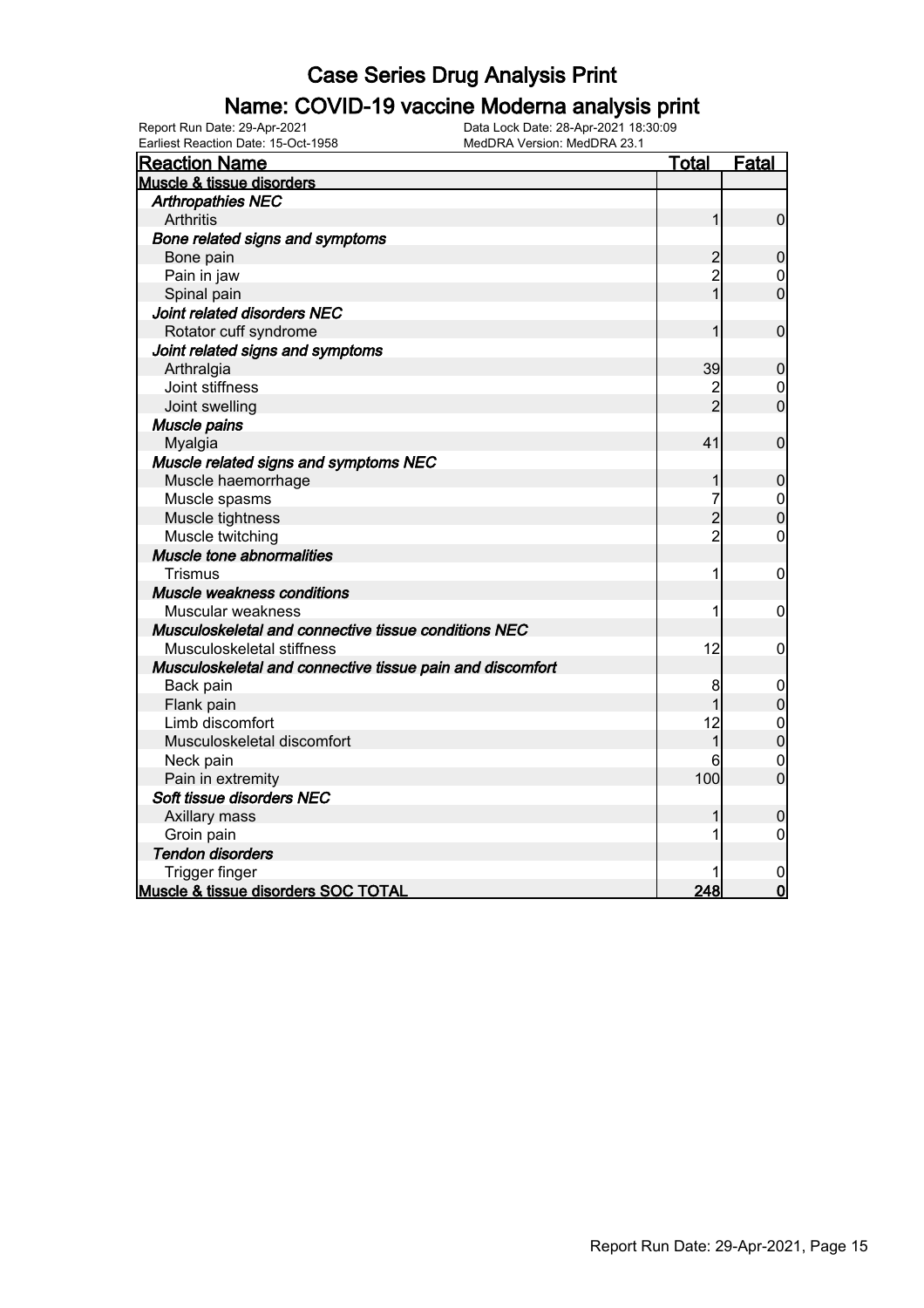# Case Series Drug Analysis Print

## Name: COVID-19 vaccine Moderna analysis print

Report Run Date: 29-Apr-2021 Data Lock Date: 28-Apr-2021 18:30:09
Earliest Reaction Date: 15-Oct-1958 MedDRA Version: MedDRA 23.1

| Reaction Name | Total | Fatal |
|---|---|---|
| **Muscle & tissue disorders** | | |
| ***Arthropathies NEC*** | | |
| Arthritis | 1 | 0 |
| ***Bone related signs and symptoms*** | | |
| Bone pain | 2 | 0 |
| Pain in jaw | 2 | 0 |
| Spinal pain | 1 | 0 |
| ***Joint related disorders NEC*** | | |
| Rotator cuff syndrome | 1 | 0 |
| ***Joint related signs and symptoms*** | | |
| Arthralgia | 39 | 0 |
| Joint stiffness | 2 | 0 |
| Joint swelling | 2 | 0 |
| ***Muscle pains*** | | |
| Myalgia | 41 | 0 |
| ***Muscle related signs and symptoms NEC*** | | |
| Muscle haemorrhage | 1 | 0 |
| Muscle spasms | 7 | 0 |
| Muscle tightness | 2 | 0 |
| Muscle twitching | 2 | 0 |
| ***Muscle tone abnormalities*** | | |
| Trismus | 1 | 0 |
| ***Muscle weakness conditions*** | | |
| Muscular weakness | 1 | 0 |
| ***Musculoskeletal and connective tissue conditions NEC*** | | |
| Musculoskeletal stiffness | 12 | 0 |
| ***Musculoskeletal and connective tissue pain and discomfort*** | | |
| Back pain | 8 | 0 |
| Flank pain | 1 | 0 |
| Limb discomfort | 12 | 0 |
| Musculoskeletal discomfort | 1 | 0 |
| Neck pain | 6 | 0 |
| Pain in extremity | 100 | 0 |
| ***Soft tissue disorders NEC*** | | |
| Axillary mass | 1 | 0 |
| Groin pain | 1 | 0 |
| ***Tendon disorders*** | | |
| Trigger finger | 1 | 0 |
| **Muscle & tissue disorders SOC TOTAL** | **248** | **0** |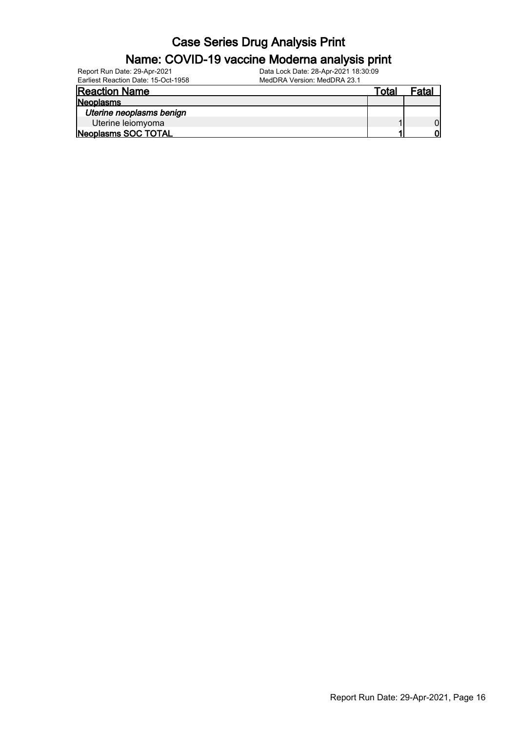# Case Series Drug Analysis Print

## Name: COVID-19 vaccine Moderna analysis print

Report Run Date: 29-Apr-2021
Earliest Reaction Date: 15-Oct-1958
Data Lock Date: 28-Apr-2021 18:30:09
MedDRA Version: MedDRA 23.1

| Reaction Name | Total | Fatal |
|---|---|---|
| **Neoplasms** | | |
| ***Uterine neoplasms benign*** | | |
| Uterine leiomyoma | 1 | 0 |
| **Neoplasms SOC TOTAL** | **1** | **0** |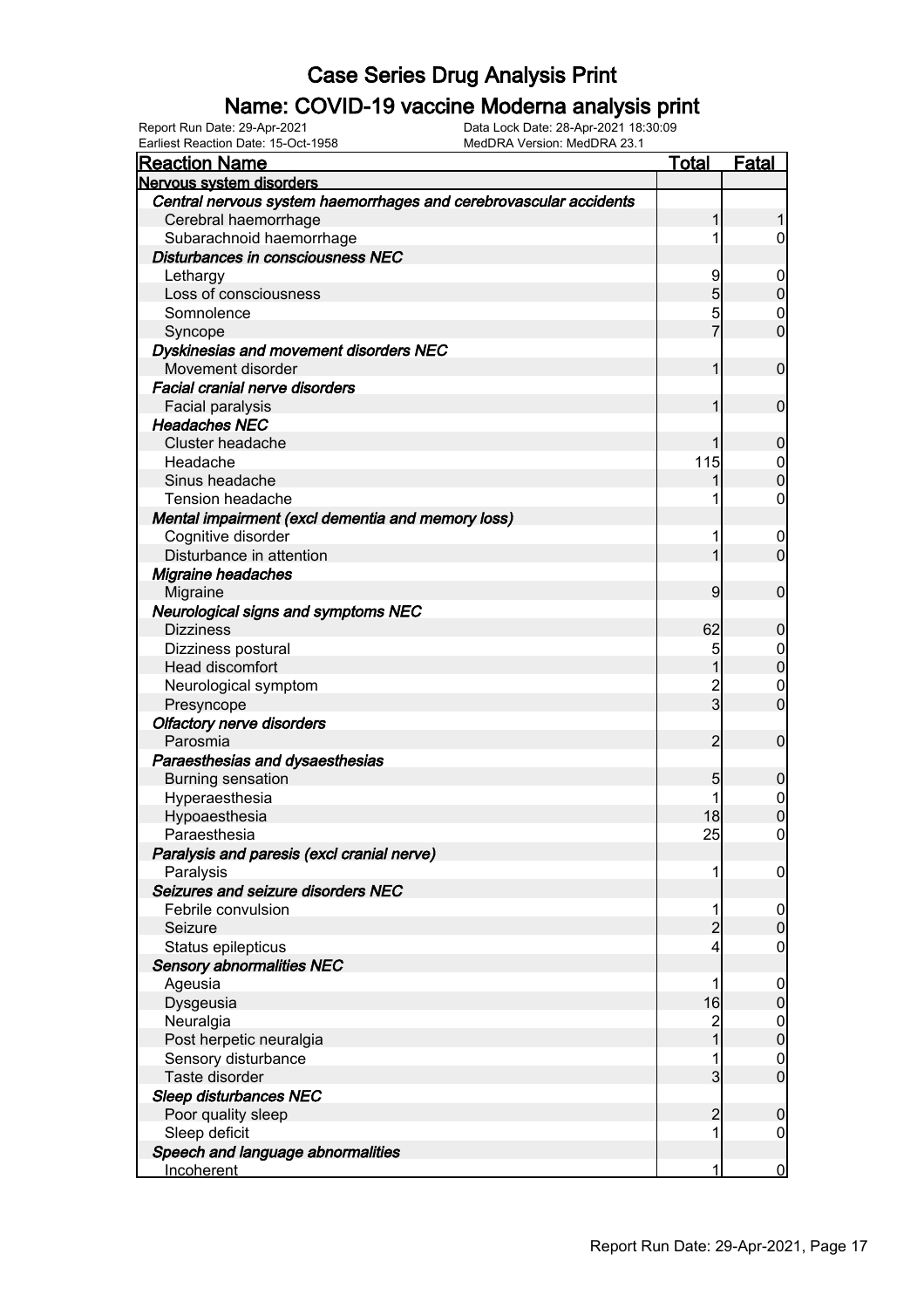# Case Series Drug Analysis Print

## Name: COVID-19 vaccine Moderna analysis print

Report Run Date: 29-Apr-2021　　Data Lock Date: 28-Apr-2021 18:30:09
Earliest Reaction Date: 15-Oct-1958　　MedDRA Version: MedDRA 23.1

| Reaction Name | Total | Fatal |
|---|---|---|
| **Nervous system disorders** | | |
| ***Central nervous system haemorrhages and cerebrovascular accidents*** | | |
| Cerebral haemorrhage | 1 | 1 |
| Subarachnoid haemorrhage | 1 | 0 |
| ***Disturbances in consciousness NEC*** | | |
| Lethargy | 9 | 0 |
| Loss of consciousness | 5 | 0 |
| Somnolence | 5 | 0 |
| Syncope | 7 | 0 |
| ***Dyskinesias and movement disorders NEC*** | | |
| Movement disorder | 1 | 0 |
| ***Facial cranial nerve disorders*** | | |
| Facial paralysis | 1 | 0 |
| ***Headaches NEC*** | | |
| Cluster headache | 1 | 0 |
| Headache | 115 | 0 |
| Sinus headache | 1 | 0 |
| Tension headache | 1 | 0 |
| ***Mental impairment (excl dementia and memory loss)*** | | |
| Cognitive disorder | 1 | 0 |
| Disturbance in attention | 1 | 0 |
| ***Migraine headaches*** | | |
| Migraine | 9 | 0 |
| ***Neurological signs and symptoms NEC*** | | |
| Dizziness | 62 | 0 |
| Dizziness postural | 5 | 0 |
| Head discomfort | 1 | 0 |
| Neurological symptom | 2 | 0 |
| Presyncope | 3 | 0 |
| ***Olfactory nerve disorders*** | | |
| Parosmia | 2 | 0 |
| ***Paraesthesias and dysaesthesias*** | | |
| Burning sensation | 5 | 0 |
| Hyperaesthesia | 1 | 0 |
| Hypoaesthesia | 18 | 0 |
| Paraesthesia | 25 | 0 |
| ***Paralysis and paresis (excl cranial nerve)*** | | |
| Paralysis | 1 | 0 |
| ***Seizures and seizure disorders NEC*** | | |
| Febrile convulsion | 1 | 0 |
| Seizure | 2 | 0 |
| Status epilepticus | 4 | 0 |
| ***Sensory abnormalities NEC*** | | |
| Ageusia | 1 | 0 |
| Dysgeusia | 16 | 0 |
| Neuralgia | 2 | 0 |
| Post herpetic neuralgia | 1 | 0 |
| Sensory disturbance | 1 | 0 |
| Taste disorder | 3 | 0 |
| ***Sleep disturbances NEC*** | | |
| Poor quality sleep | 2 | 0 |
| Sleep deficit | 1 | 0 |
| ***Speech and language abnormalities*** | | |
| Incoherent | 1 | 0 |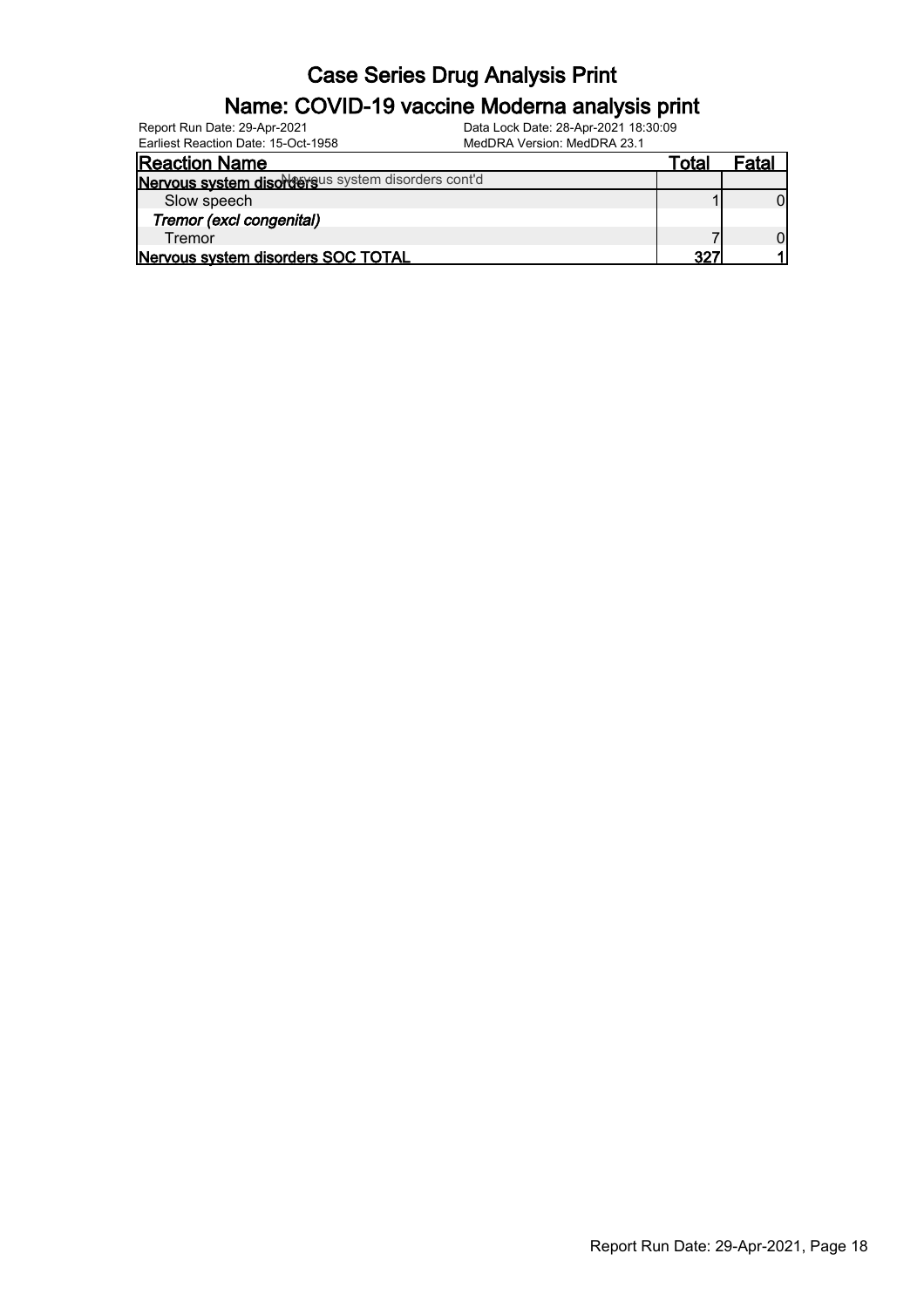# Case Series Drug Analysis Print

## Name: COVID-19 vaccine Moderna analysis print

Report Run Date: 29-Apr-2021
Earliest Reaction Date: 15-Oct-1958
Data Lock Date: 28-Apr-2021 18:30:09
MedDRA Version: MedDRA 23.1

| Reaction Name | Total | Fatal |
|---|---|---|
| **Nervous system disorders** Nervous system disorders cont'd | | |
| Slow speech | 1 | 0 |
| *Tremor (excl congenital)* | | |
| Tremor | 7 | 0 |
| **Nervous system disorders SOC TOTAL** | **327** | **1** |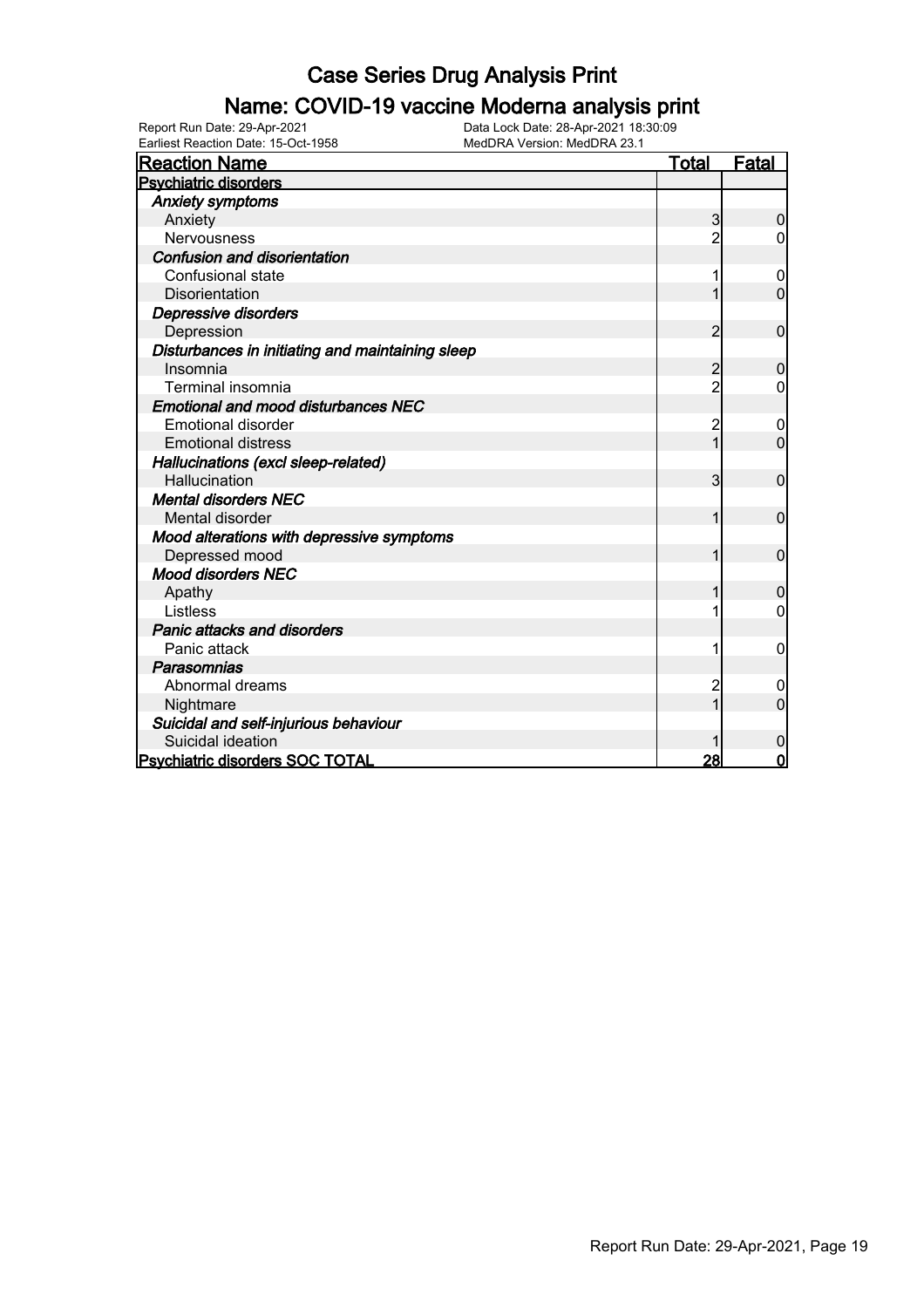# Case Series Drug Analysis Print

## Name: COVID-19 vaccine Moderna analysis print

Report Run Date: 29-Apr-2021
Data Lock Date: 28-Apr-2021 18:30:09
Earliest Reaction Date: 15-Oct-1958
MedDRA Version: MedDRA 23.1

| Reaction Name | Total | Fatal |
|---|---|---|
| **Psychiatric disorders** | | |
| *Anxiety symptoms* | | |
| Anxiety | 3 | 0 |
| Nervousness | 2 | 0 |
| *Confusion and disorientation* | | |
| Confusional state | 1 | 0 |
| Disorientation | 1 | 0 |
| *Depressive disorders* | | |
| Depression | 2 | 0 |
| *Disturbances in initiating and maintaining sleep* | | |
| Insomnia | 2 | 0 |
| Terminal insomnia | 2 | 0 |
| *Emotional and mood disturbances NEC* | | |
| Emotional disorder | 2 | 0 |
| Emotional distress | 1 | 0 |
| *Hallucinations (excl sleep-related)* | | |
| Hallucination | 3 | 0 |
| *Mental disorders NEC* | | |
| Mental disorder | 1 | 0 |
| *Mood alterations with depressive symptoms* | | |
| Depressed mood | 1 | 0 |
| *Mood disorders NEC* | | |
| Apathy | 1 | 0 |
| Listless | 1 | 0 |
| *Panic attacks and disorders* | | |
| Panic attack | 1 | 0 |
| *Parasomnias* | | |
| Abnormal dreams | 2 | 0 |
| Nightmare | 1 | 0 |
| *Suicidal and self-injurious behaviour* | | |
| Suicidal ideation | 1 | 0 |
| **Psychiatric disorders SOC TOTAL** | **28** | **0** |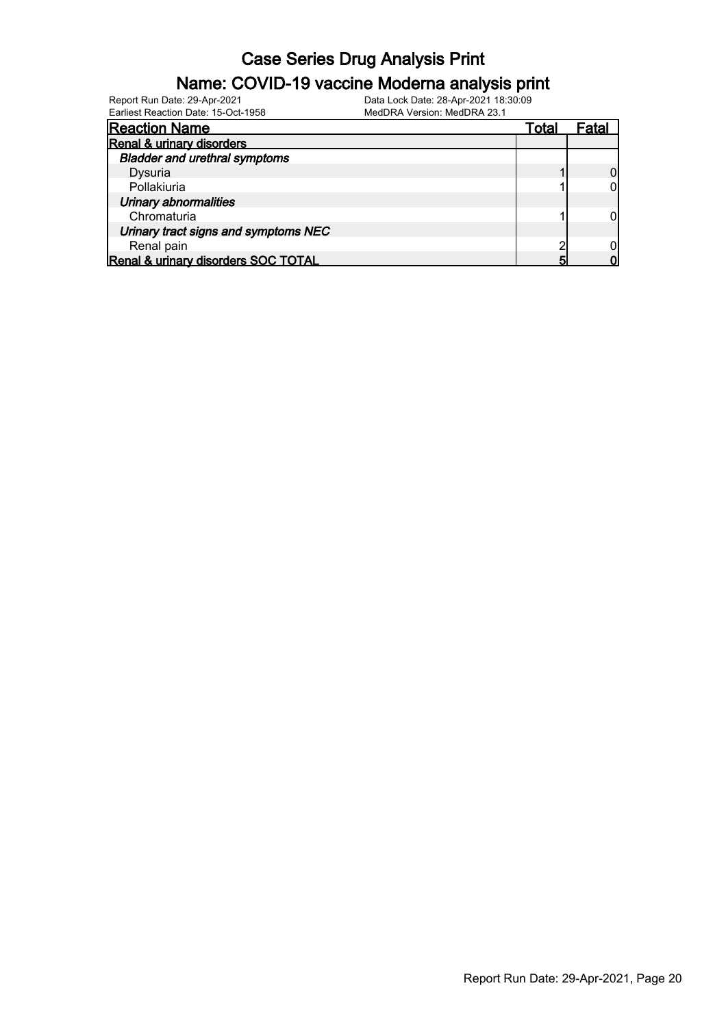# Case Series Drug Analysis Print

## Name: COVID-19 vaccine Moderna analysis print

Report Run Date: 29-Apr-2021
Earliest Reaction Date: 15-Oct-1958
Data Lock Date: 28-Apr-2021 18:30:09
MedDRA Version: MedDRA 23.1

| Reaction Name | Total | Fatal |
|---|---|---|
| **Renal & urinary disorders** | | |
| *Bladder and urethral symptoms* | | |
| Dysuria | 1 | 0 |
| Pollakiuria | 1 | 0 |
| *Urinary abnormalities* | | |
| Chromaturia | 1 | 0 |
| *Urinary tract signs and symptoms NEC* | | |
| Renal pain | 2 | 0 |
| **Renal & urinary disorders SOC TOTAL** | **5** | **0** |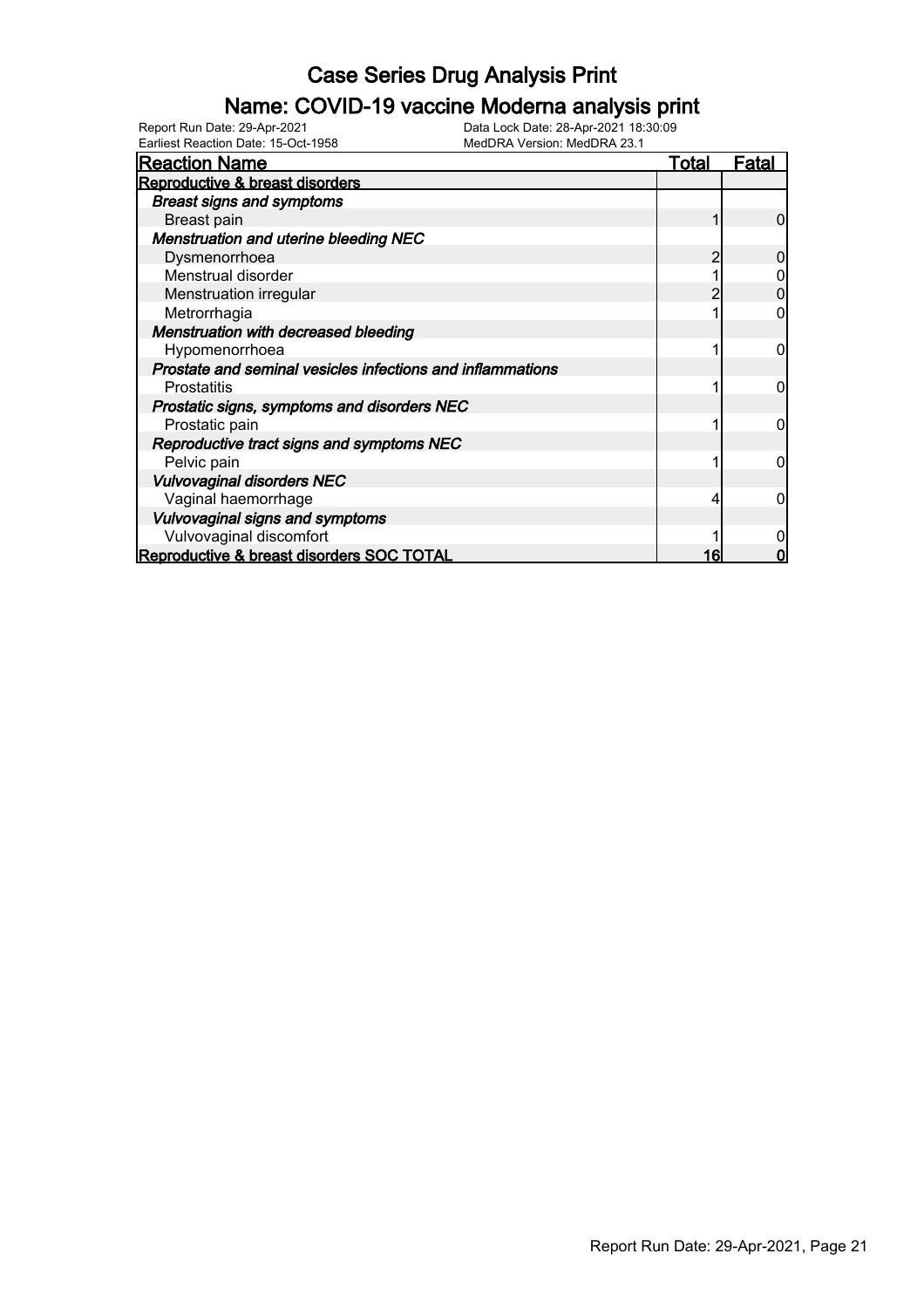# Case Series Drug Analysis Print

## Name: COVID-19 vaccine Moderna analysis print

Report Run Date: 29-Apr-2021
Data Lock Date: 28-Apr-2021 18:30:09
Earliest Reaction Date: 15-Oct-1958
MedDRA Version: MedDRA 23.1

| Reaction Name | Total | Fatal |
|---|---|---|
| **Reproductive & breast disorders** | | |
| ***Breast signs and symptoms*** | | |
| Breast pain | 1 | 0 |
| ***Menstruation and uterine bleeding NEC*** | | |
| Dysmenorrhoea | 2 | 0 |
| Menstrual disorder | 1 | 0 |
| Menstruation irregular | 2 | 0 |
| Metrorrhagia | 1 | 0 |
| ***Menstruation with decreased bleeding*** | | |
| Hypomenorrhoea | 1 | 0 |
| ***Prostate and seminal vesicles infections and inflammations*** | | |
| Prostatitis | 1 | 0 |
| ***Prostatic signs, symptoms and disorders NEC*** | | |
| Prostatic pain | 1 | 0 |
| ***Reproductive tract signs and symptoms NEC*** | | |
| Pelvic pain | 1 | 0 |
| ***Vulvovaginal disorders NEC*** | | |
| Vaginal haemorrhage | 4 | 0 |
| ***Vulvovaginal signs and symptoms*** | | |
| Vulvovaginal discomfort | 1 | 0 |
| **Reproductive & breast disorders SOC TOTAL** | **16** | **0** |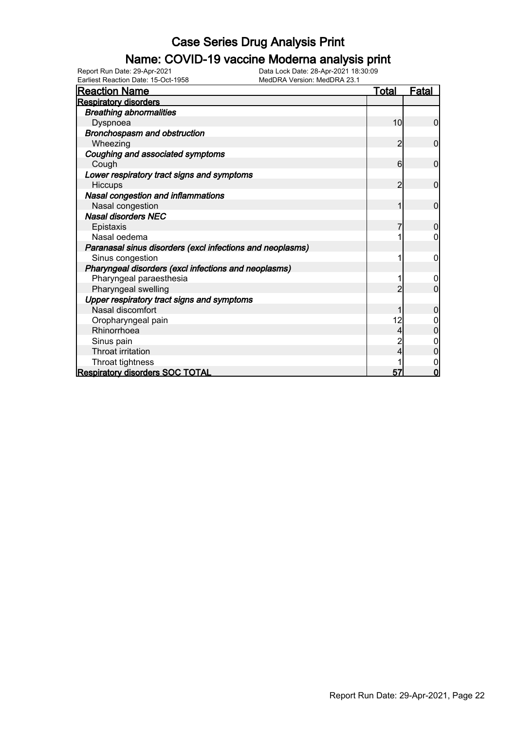# Case Series Drug Analysis Print

## Name: COVID-19 vaccine Moderna analysis print

Report Run Date: 29-Apr-2021
Data Lock Date: 28-Apr-2021 18:30:09
Earliest Reaction Date: 15-Oct-1958
MedDRA Version: MedDRA 23.1

| Reaction Name | Total | Fatal |
|---|---|---|
| **Respiratory disorders** | | |
| ***Breathing abnormalities*** | | |
| Dyspnoea | 10 | 0 |
| ***Bronchospasm and obstruction*** | | |
| Wheezing | 2 | 0 |
| ***Coughing and associated symptoms*** | | |
| Cough | 6 | 0 |
| ***Lower respiratory tract signs and symptoms*** | | |
| Hiccups | 2 | 0 |
| ***Nasal congestion and inflammations*** | | |
| Nasal congestion | 1 | 0 |
| ***Nasal disorders NEC*** | | |
| Epistaxis | 7 | 0 |
| Nasal oedema | 1 | 0 |
| ***Paranasal sinus disorders (excl infections and neoplasms)*** | | |
| Sinus congestion | 1 | 0 |
| ***Pharyngeal disorders (excl infections and neoplasms)*** | | |
| Pharyngeal paraesthesia | 1 | 0 |
| Pharyngeal swelling | 2 | 0 |
| ***Upper respiratory tract signs and symptoms*** | | |
| Nasal discomfort | 1 | 0 |
| Oropharyngeal pain | 12 | 0 |
| Rhinorrhoea | 4 | 0 |
| Sinus pain | 2 | 0 |
| Throat irritation | 4 | 0 |
| Throat tightness | 1 | 0 |
| **Respiratory disorders SOC TOTAL** | **57** | **0** |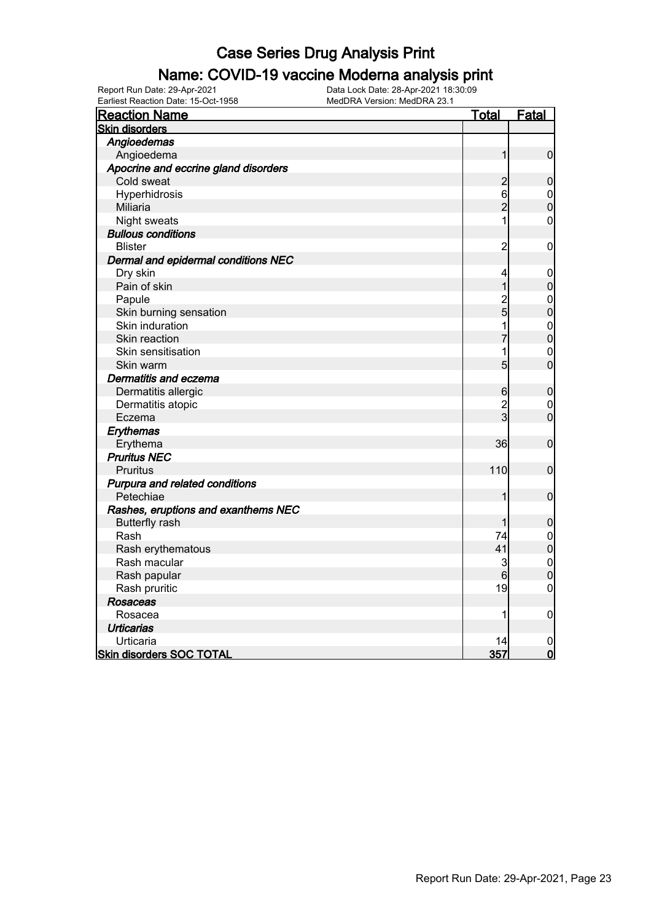# Case Series Drug Analysis Print

## Name: COVID-19 vaccine Moderna analysis print

Report Run Date: 29-Apr-2021 Data Lock Date: 28-Apr-2021 18:30:09
Earliest Reaction Date: 15-Oct-1958 MedDRA Version: MedDRA 23.1

| Reaction Name | Total | Fatal |
|---|---|---|
| **Skin disorders** | | |
| ***Angioedemas*** | | |
| Angioedema | 1 | 0 |
| ***Apocrine and eccrine gland disorders*** | | |
| Cold sweat | 2 | 0 |
| Hyperhidrosis | 6 | 0 |
| Miliaria | 2 | 0 |
| Night sweats | 1 | 0 |
| ***Bullous conditions*** | | |
| Blister | 2 | 0 |
| ***Dermal and epidermal conditions NEC*** | | |
| Dry skin | 4 | 0 |
| Pain of skin | 1 | 0 |
| Papule | 2 | 0 |
| Skin burning sensation | 5 | 0 |
| Skin induration | 1 | 0 |
| Skin reaction | 7 | 0 |
| Skin sensitisation | 1 | 0 |
| Skin warm | 5 | 0 |
| ***Dermatitis and eczema*** | | |
| Dermatitis allergic | 6 | 0 |
| Dermatitis atopic | 2 | 0 |
| Eczema | 3 | 0 |
| ***Erythemas*** | | |
| Erythema | 36 | 0 |
| ***Pruritus NEC*** | | |
| Pruritus | 110 | 0 |
| ***Purpura and related conditions*** | | |
| Petechiae | 1 | 0 |
| ***Rashes, eruptions and exanthems NEC*** | | |
| Butterfly rash | 1 | 0 |
| Rash | 74 | 0 |
| Rash erythematous | 41 | 0 |
| Rash macular | 3 | 0 |
| Rash papular | 6 | 0 |
| Rash pruritic | 19 | 0 |
| ***Rosaceas*** | | |
| Rosacea | 1 | 0 |
| ***Urticarias*** | | |
| Urticaria | 14 | 0 |
| **Skin disorders SOC TOTAL** | **357** | **0** |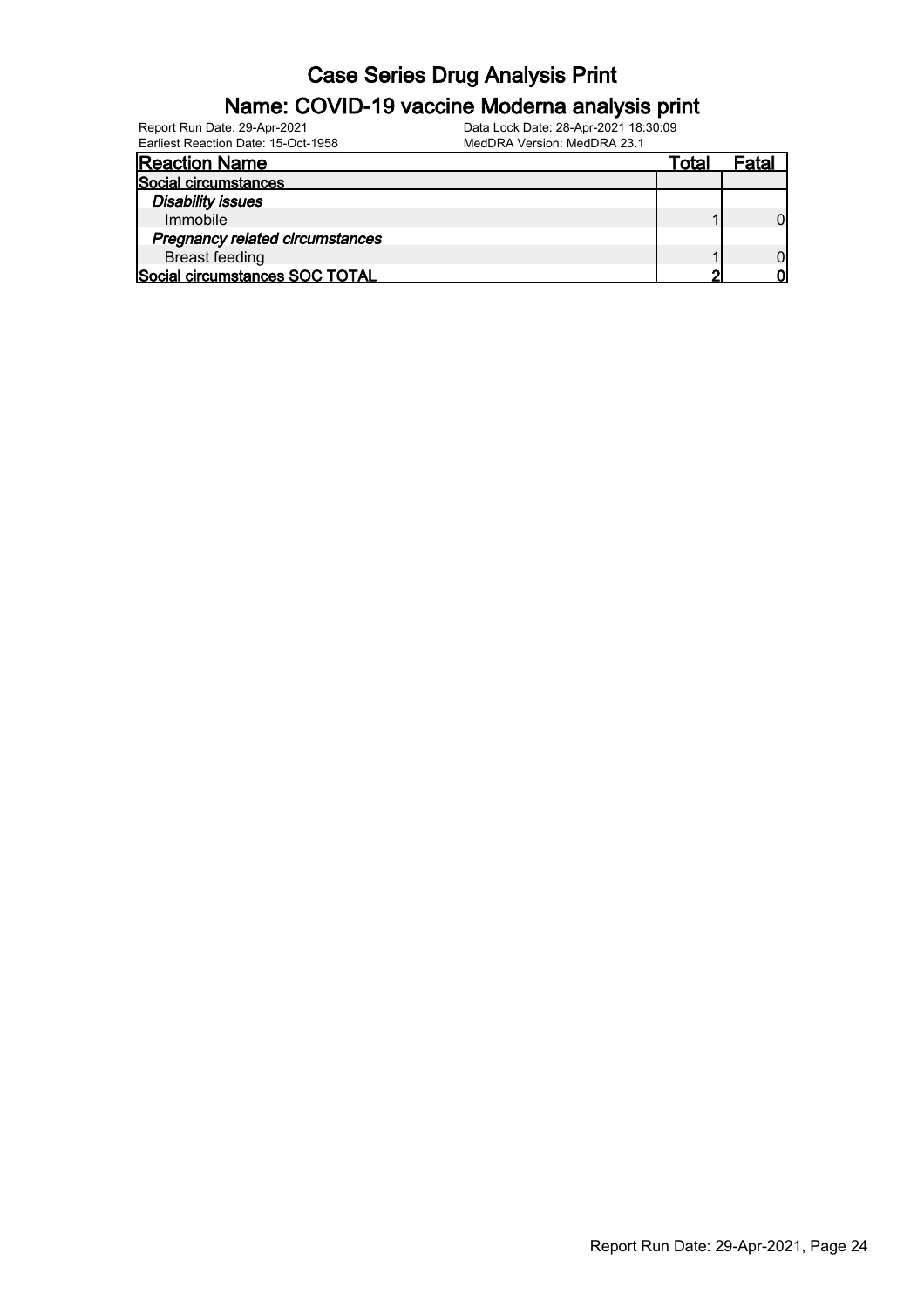# Case Series Drug Analysis Print

## Name: COVID-19 vaccine Moderna analysis print

Report Run Date: 29-Apr-2021
Earliest Reaction Date: 15-Oct-1958
Data Lock Date: 28-Apr-2021 18:30:09
MedDRA Version: MedDRA 23.1

| Reaction Name | Total | Fatal |
|---|---|---|
| **Social circumstances** | | |
| ***Disability issues*** | | |
| Immobile | 1 | 0 |
| ***Pregnancy related circumstances*** | | |
| Breast feeding | 1 | 0 |
| **Social circumstances SOC TOTAL** | **2** | **0** |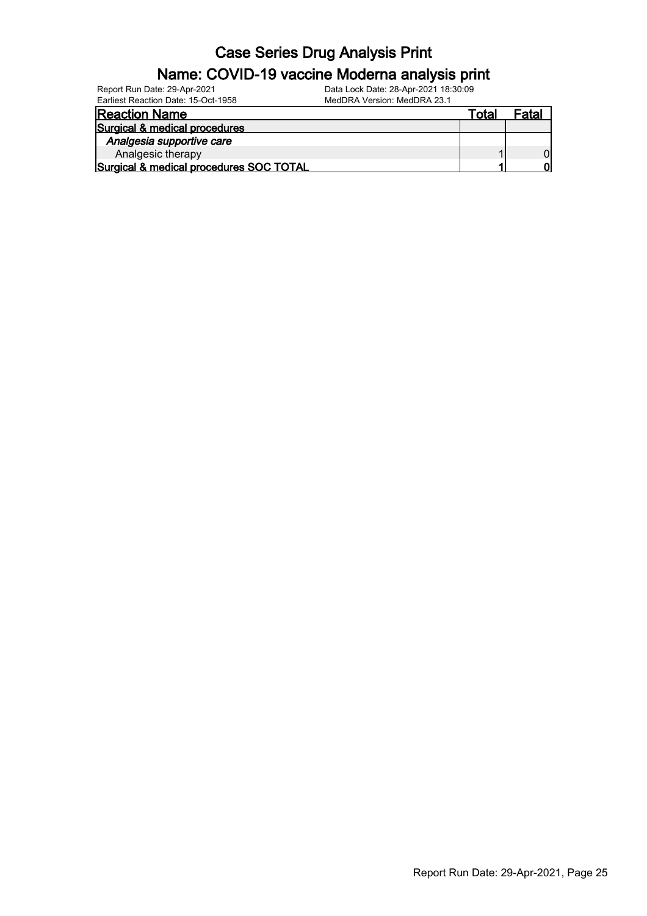# Case Series Drug Analysis Print

## Name: COVID-19 vaccine Moderna analysis print

Report Run Date: 29-Apr-2021
Data Lock Date: 28-Apr-2021 18:30:09
Earliest Reaction Date: 15-Oct-1958
MedDRA Version: MedDRA 23.1

| Reaction Name | Total | Fatal |
|---|---|---|
| **Surgical & medical procedures** | | |
| *Analgesia supportive care* | | |
| Analgesic therapy | 1 | 0 |
| **Surgical & medical procedures SOC TOTAL** | **1** | **0** |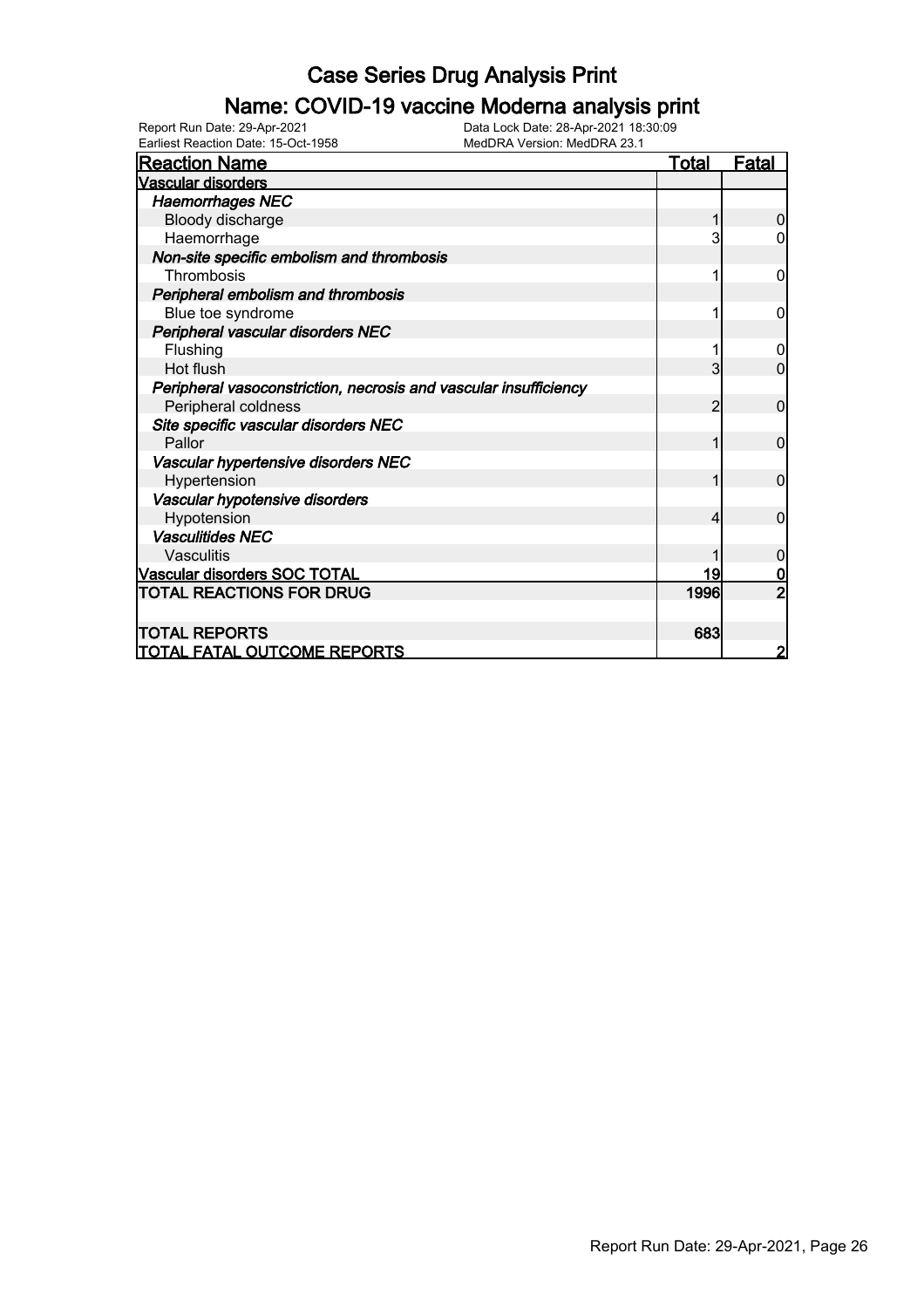# Case Series Drug Analysis Print

## Name: COVID-19 vaccine Moderna analysis print

Report Run Date: 29-Apr-2021    Data Lock Date: 28-Apr-2021 18:30:09
Earliest Reaction Date: 15-Oct-1958    MedDRA Version: MedDRA 23.1

| Reaction Name | Total | Fatal |
|---|---|---|
| **Vascular disorders** | | |
| ***Haemorrhages NEC*** | | |
| Bloody discharge | 1 | 0 |
| Haemorrhage | 3 | 0 |
| ***Non-site specific embolism and thrombosis*** | | |
| Thrombosis | 1 | 0 |
| ***Peripheral embolism and thrombosis*** | | |
| Blue toe syndrome | 1 | 0 |
| ***Peripheral vascular disorders NEC*** | | |
| Flushing | 1 | 0 |
| Hot flush | 3 | 0 |
| ***Peripheral vasoconstriction, necrosis and vascular insufficiency*** | | |
| Peripheral coldness | 2 | 0 |
| ***Site specific vascular disorders NEC*** | | |
| Pallor | 1 | 0 |
| ***Vascular hypertensive disorders NEC*** | | |
| Hypertension | 1 | 0 |
| ***Vascular hypotensive disorders*** | | |
| Hypotension | 4 | 0 |
| ***Vasculitides NEC*** | | |
| Vasculitis | 1 | 0 |
| **Vascular disorders SOC TOTAL** | **19** | **0** |
| **TOTAL REACTIONS FOR DRUG** | **1996** | **2** |
| | | |
| **TOTAL REPORTS** | **683** | |
| **TOTAL FATAL OUTCOME REPORTS** | | **2** |